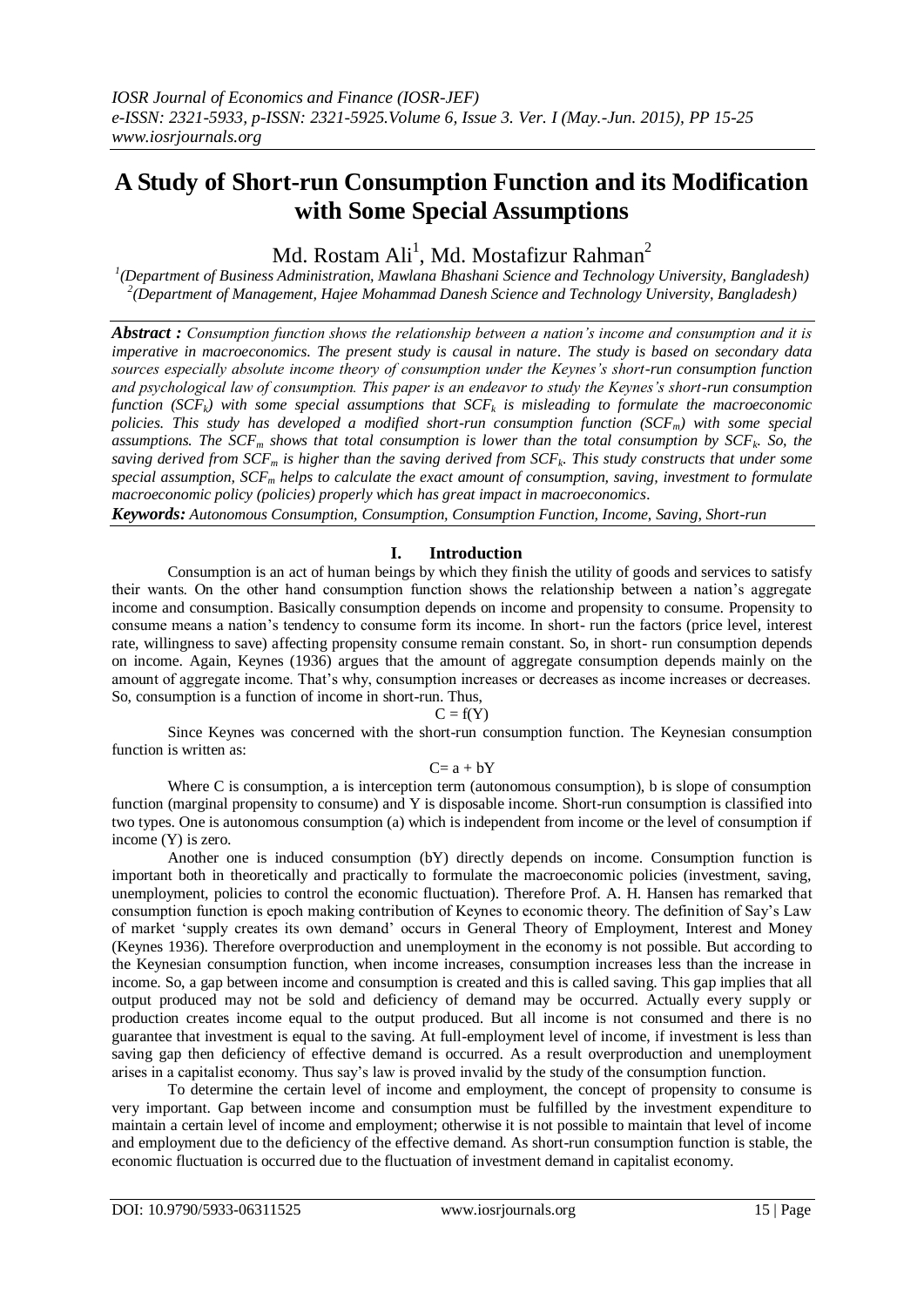# A Study of Short-run Consumption Function and its Modification with Some Special Assumptions

Md. Rostam Ali[1], Md. Mostafizur Rahman[2]

[1](Department of Business Administration, Mawlana Bhashani Science and Technology University, Bangladesh)
[2](Department of Management, Hajee Mohammad Danesh Science and Technology University, Bangladesh)

***Abstract :*** *Consumption function shows the relationship between a nation's income and consumption and it is imperative in macroeconomics. The present study is causal in nature. The study is based on secondary data sources especially absolute income theory of consumption under the Keynes's short-run consumption function and psychological law of consumption. This paper is an endeavor to study the Keynes's short-run consumption function ($SCF_k$) with some special assumptions that $SCF_k$ is misleading to formulate the macroeconomic policies. This study has developed a modified short-run consumption function ($SCF_m$) with some special assumptions. The $SCF_m$ shows that total consumption is lower than the total consumption by $SCF_k$. So, the saving derived from $SCF_m$ is higher than the saving derived from $SCF_k$. This study constructs that under some special assumption, $SCF_m$ helps to calculate the exact amount of consumption, saving, investment to formulate macroeconomic policy (policies) properly which has great impact in macroeconomics.*

***Keywords:*** *Autonomous Consumption, Consumption, Consumption Function, Income, Saving, Short-run*

## I. Introduction

Consumption is an act of human beings by which they finish the utility of goods and services to satisfy their wants. On the other hand consumption function shows the relationship between a nation's aggregate income and consumption. Basically consumption depends on income and propensity to consume. Propensity to consume means a nation's tendency to consume form its income. In short- run the factors (price level, interest rate, willingness to save) affecting propensity consume remain constant. So, in short- run consumption depends on income. Again, Keynes (1936) argues that the amount of aggregate consumption depends mainly on the amount of aggregate income. That's why, consumption increases or decreases as income increases or decreases. So, consumption is a function of income in short-run. Thus,

$$C = f(Y)$$

Since Keynes was concerned with the short-run consumption function. The Keynesian consumption function is written as:

$$C= a + bY$$

Where C is consumption, a is interception term (autonomous consumption), b is slope of consumption function (marginal propensity to consume) and Y is disposable income. Short-run consumption is classified into two types. One is autonomous consumption (a) which is independent from income or the level of consumption if income (Y) is zero.

Another one is induced consumption (bY) directly depends on income. Consumption function is important both in theoretically and practically to formulate the macroeconomic policies (investment, saving, unemployment, policies to control the economic fluctuation). Therefore Prof. A. H. Hansen has remarked that consumption function is epoch making contribution of Keynes to economic theory. The definition of Say's Law of market 'supply creates its own demand' occurs in General Theory of Employment, Interest and Money (Keynes 1936). Therefore overproduction and unemployment in the economy is not possible. But according to the Keynesian consumption function, when income increases, consumption increases less than the increase in income. So, a gap between income and consumption is created and this is called saving. This gap implies that all output produced may not be sold and deficiency of demand may be occurred. Actually every supply or production creates income equal to the output produced. But all income is not consumed and there is no guarantee that investment is equal to the saving. At full-employment level of income, if investment is less than saving gap then deficiency of effective demand is occurred. As a result overproduction and unemployment arises in a capitalist economy. Thus say's law is proved invalid by the study of the consumption function.

To determine the certain level of income and employment, the concept of propensity to consume is very important. Gap between income and consumption must be fulfilled by the investment expenditure to maintain a certain level of income and employment; otherwise it is not possible to maintain that level of income and employment due to the deficiency of the effective demand. As short-run consumption function is stable, the economic fluctuation is occurred due to the fluctuation of investment demand in capitalist economy.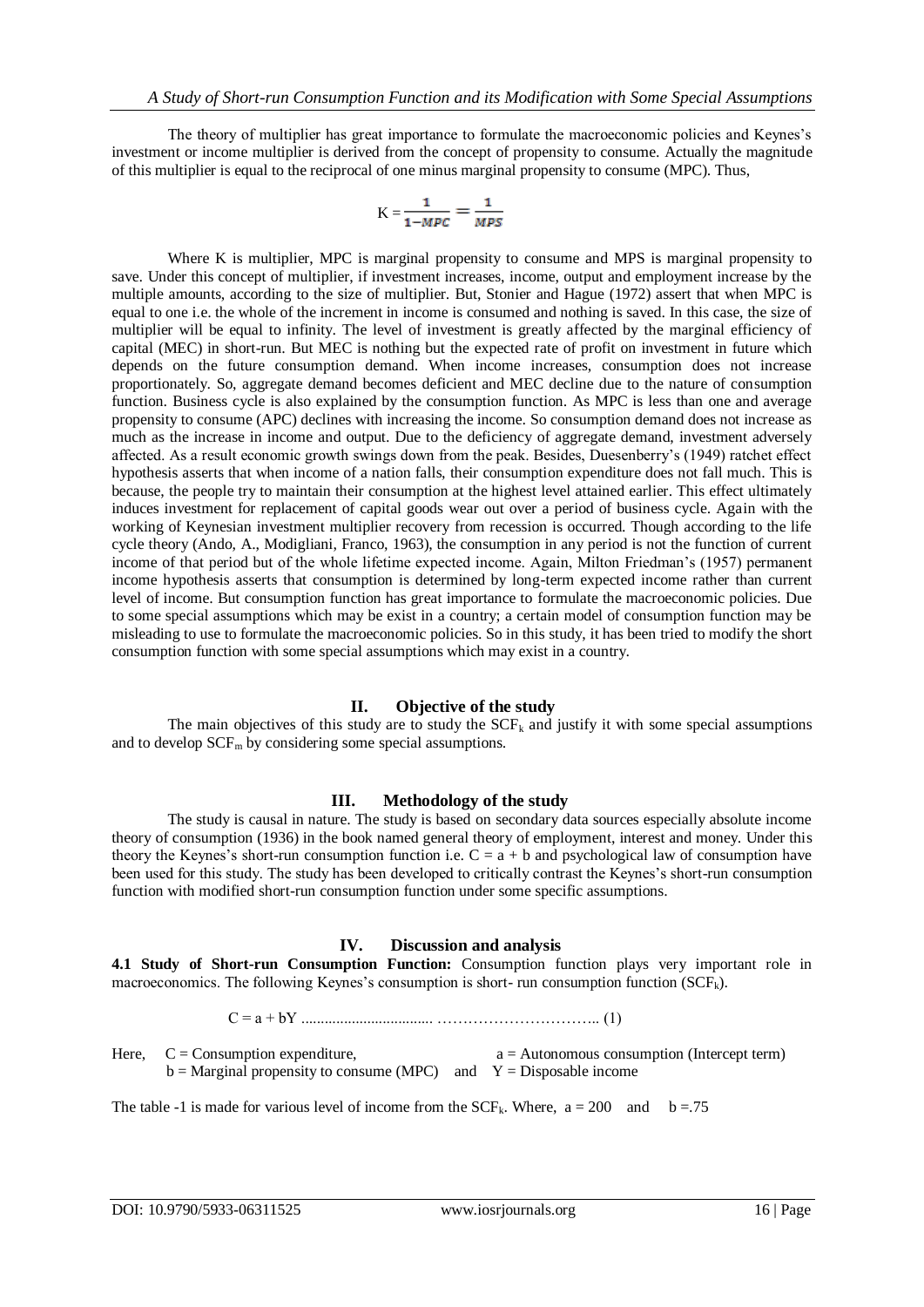The theory of multiplier has great importance to formulate the macroeconomic policies and Keynes's investment or income multiplier is derived from the concept of propensity to consume. Actually the magnitude of this multiplier is equal to the reciprocal of one minus marginal propensity to consume (MPC). Thus,

$$K = \frac{1}{1-MPC} = \frac{1}{MPS}$$

Where K is multiplier, MPC is marginal propensity to consume and MPS is marginal propensity to save. Under this concept of multiplier, if investment increases, income, output and employment increase by the multiple amounts, according to the size of multiplier. But, Stonier and Hague (1972) assert that when MPC is equal to one i.e. the whole of the increment in income is consumed and nothing is saved. In this case, the size of multiplier will be equal to infinity. The level of investment is greatly affected by the marginal efficiency of capital (MEC) in short-run. But MEC is nothing but the expected rate of profit on investment in future which depends on the future consumption demand. When income increases, consumption does not increase proportionately. So, aggregate demand becomes deficient and MEC decline due to the nature of consumption function. Business cycle is also explained by the consumption function. As MPC is less than one and average propensity to consume (APC) declines with increasing the income. So consumption demand does not increase as much as the increase in income and output. Due to the deficiency of aggregate demand, investment adversely affected. As a result economic growth swings down from the peak. Besides, Duesenberry's (1949) ratchet effect hypothesis asserts that when income of a nation falls, their consumption expenditure does not fall much. This is because, the people try to maintain their consumption at the highest level attained earlier. This effect ultimately induces investment for replacement of capital goods wear out over a period of business cycle. Again with the working of Keynesian investment multiplier recovery from recession is occurred. Though according to the life cycle theory (Ando, A., Modigliani, Franco, 1963), the consumption in any period is not the function of current income of that period but of the whole lifetime expected income. Again, Milton Friedman's (1957) permanent income hypothesis asserts that consumption is determined by long-term expected income rather than current level of income. But consumption function has great importance to formulate the macroeconomic policies. Due to some special assumptions which may be exist in a country; a certain model of consumption function may be misleading to use to formulate the macroeconomic policies. So in this study, it has been tried to modify the short consumption function with some special assumptions which may exist in a country.

## II. Objective of the study

The main objectives of this study are to study the $SCF_k$ and justify it with some special assumptions and to develop $SCF_m$ by considering some special assumptions.

## III. Methodology of the study

The study is causal in nature. The study is based on secondary data sources especially absolute income theory of consumption (1936) in the book named general theory of employment, interest and money. Under this theory the Keynes's short-run consumption function i.e. $C = a + b$ and psychological law of consumption have been used for this study. The study has been developed to critically contrast the Keynes's short-run consumption function with modified short-run consumption function under some specific assumptions.

## IV. Discussion and analysis

**4.1 Study of Short-run Consumption Function:** Consumption function plays very important role in macroeconomics. The following Keynes's consumption is short- run consumption function ($SCF_k$).

$$C = a + bY \quad \text{.................................. ……………………………..} \quad (1)$$

Here, $C$ = Consumption expenditure, $a$ = Autonomous consumption (Intercept term)
$b$ = Marginal propensity to consume (MPC) and $Y$ = Disposable income

The table -1 is made for various level of income from the $SCF_k$. Where, $a = 200$ and $b = .75$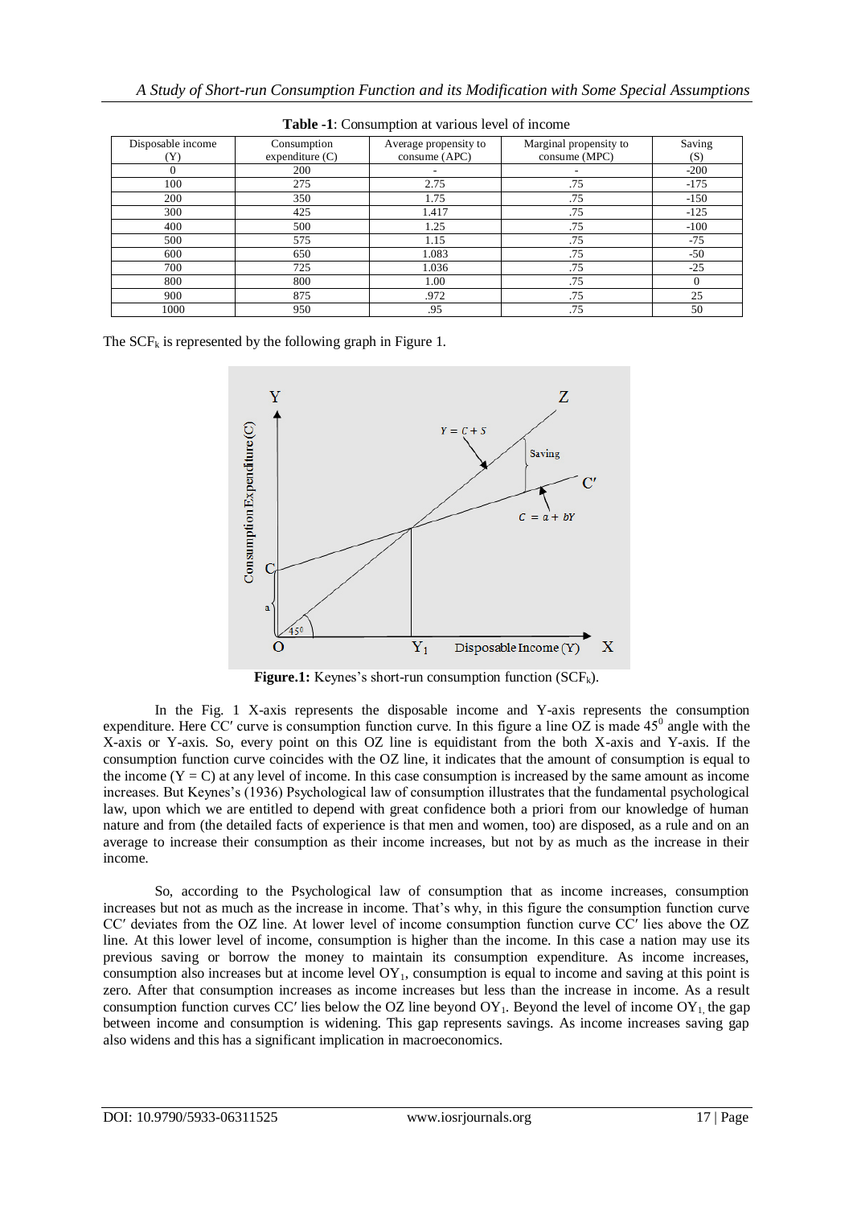**Table -1**: Consumption at various level of income

| Disposable income (Y) | Consumption expenditure (C) | Average propensity to consume (APC) | Marginal propensity to consume (MPC) | Saving (S) |
|---|---|---|---|---|
| 0 | 200 | - | - | -200 |
| 100 | 275 | 2.75 | .75 | -175 |
| 200 | 350 | 1.75 | .75 | -150 |
| 300 | 425 | 1.417 | .75 | -125 |
| 400 | 500 | 1.25 | .75 | -100 |
| 500 | 575 | 1.15 | .75 | -75 |
| 600 | 650 | 1.083 | .75 | -50 |
| 700 | 725 | 1.036 | .75 | -25 |
| 800 | 800 | 1.00 | .75 | 0 |
| 900 | 875 | .972 | .75 | 25 |
| 1000 | 950 | .95 | .75 | 50 |

The $SCF_k$ is represented by the following graph in Figure 1.

**Figure.1:** Keynes's short-run consumption function ($SCF_k$).

In the Fig. 1 X-axis represents the disposable income and Y-axis represents the consumption expenditure. Here CC′ curve is consumption function curve. In this figure a line OZ is made $45^0$ angle with the X-axis or Y-axis. So, every point on this OZ line is equidistant from the both X-axis and Y-axis. If the consumption function curve coincides with the OZ line, it indicates that the amount of consumption is equal to the income ($Y = C$) at any level of income. In this case consumption is increased by the same amount as income increases. But Keynes's (1936) Psychological law of consumption illustrates that the fundamental psychological law, upon which we are entitled to depend with great confidence both a priori from our knowledge of human nature and from (the detailed facts of experience is that men and women, too) are disposed, as a rule and on an average to increase their consumption as their income increases, but not by as much as the increase in their income.

So, according to the Psychological law of consumption that as income increases, consumption increases but not as much as the increase in income. That's why, in this figure the consumption function curve CC′ deviates from the OZ line. At lower level of income consumption function curve CC′ lies above the OZ line. At this lower level of income, consumption is higher than the income. In this case a nation may use its previous saving or borrow the money to maintain its consumption expenditure. As income increases, consumption also increases but at income level $OY_1$, consumption is equal to income and saving at this point is zero. After that consumption increases as income increases but less than the increase in income. As a result consumption function curves CC′ lies below the OZ line beyond $OY_1$. Beyond the level of income $OY_1$, the gap between income and consumption is widening. This gap represents savings. As income increases saving gap also widens and this has a significant implication in macroeconomics.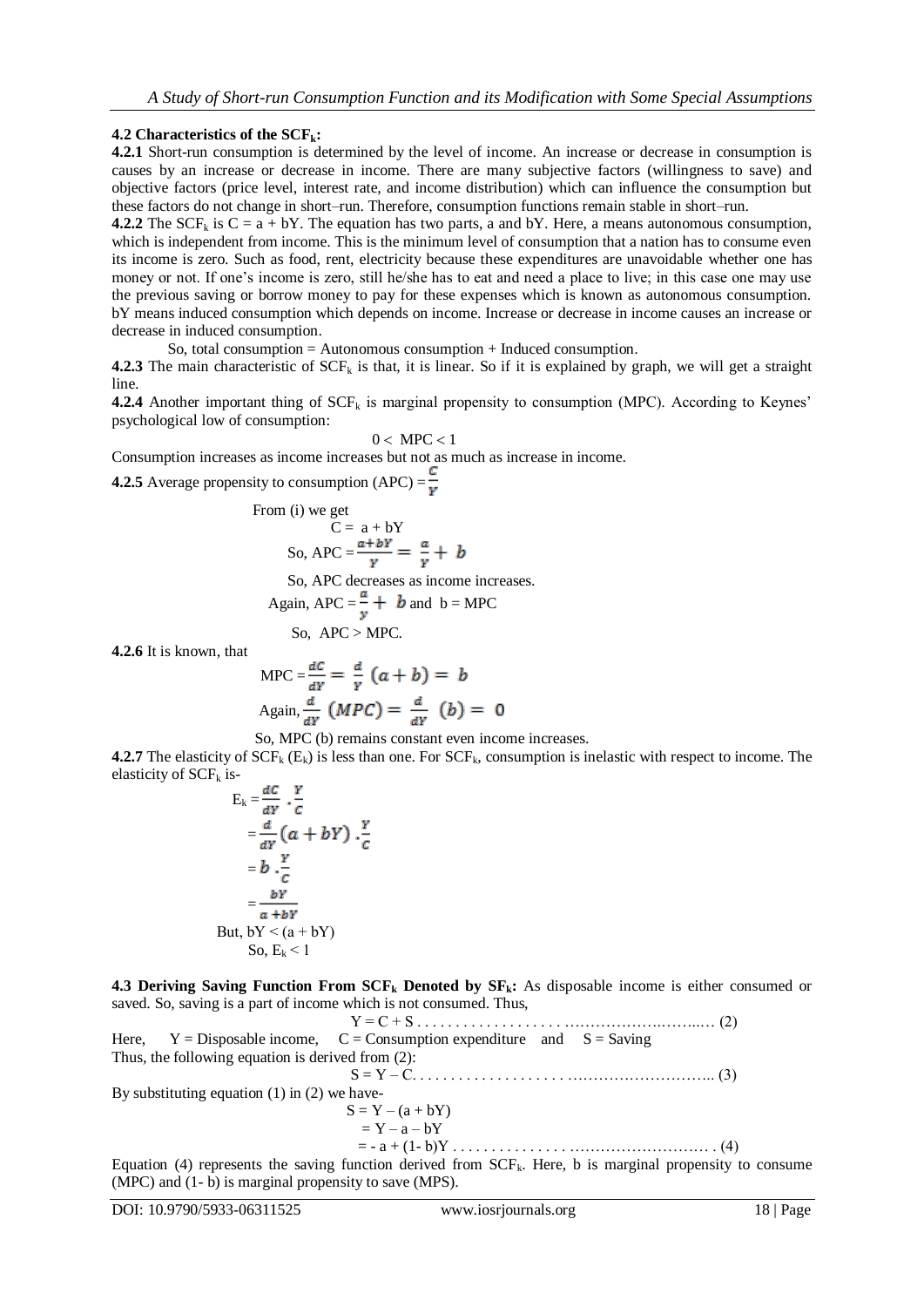### 4.2 Characteristics of the $SCF_k$:

**4.2.1** Short-run consumption is determined by the level of income. An increase or decrease in consumption is causes by an increase or decrease in income. There are many subjective factors (willingness to save) and objective factors (price level, interest rate, and income distribution) which can influence the consumption but these factors do not change in short–run. Therefore, consumption functions remain stable in short–run.

**4.2.2** The $SCF_k$ is C = a + bY. The equation has two parts, a and bY. Here, a means autonomous consumption, which is independent from income. This is the minimum level of consumption that a nation has to consume even its income is zero. Such as food, rent, electricity because these expenditures are unavoidable whether one has money or not. If one's income is zero, still he/she has to eat and need a place to live; in this case one may use the previous saving or borrow money to pay for these expenses which is known as autonomous consumption. bY means induced consumption which depends on income. Increase or decrease in income causes an increase or decrease in induced consumption.

So, total consumption = Autonomous consumption + Induced consumption.

**4.2.3** The main characteristic of $SCF_k$ is that, it is linear. So if it is explained by graph, we will get a straight line.

**4.2.4** Another important thing of $SCF_k$ is marginal propensity to consumption (MPC). According to Keynes' psychological low of consumption:

$$0 < MPC < 1$$

Consumption increases as income increases but not as much as increase in income.

**4.2.5** Average propensity to consumption (APC) $= \frac{C}{Y}$

From (i) we get

$$C = a + bY$$

$$\text{So, } APC = \frac{a+bY}{Y} = \frac{a}{Y} + b$$

So, APC decreases as income increases.

Again, $APC = \frac{a}{y} + b$ and $b = MPC$

So, APC > MPC.

**4.2.6** It is known, that

$$MPC = \frac{dC}{dY} = \frac{d}{Y}(a + b) = b$$

$$\text{Again, } \frac{d}{dY}(MPC) = \frac{d}{dY}(b) = 0$$

So, MPC (b) remains constant even income increases.

**4.2.7** The elasticity of $SCF_k$ ($E_k$) is less than one. For $SCF_k$, consumption is inelastic with respect to income. The elasticity of $SCF_k$ is-

$$E_k = \frac{dC}{dY} \cdot \frac{Y}{C}$$

$$= \frac{d}{dY}(a + bY) \cdot \frac{Y}{C}$$

$$= b \cdot \frac{Y}{C}$$

$$= \frac{bY}{a + bY}$$

But, $bY < (a + bY)$

So, $E_k < 1$

**4.3 Deriving Saving Function From $SCF_k$ Denoted by $SF_k$:** As disposable income is either consumed or saved. So, saving is a part of income which is not consumed. Thus,

$$Y = C + S \quad \ldots\ldots (2)$$

Here, Y = Disposable income, C = Consumption expenditure and S = Saving

Thus, the following equation is derived from (2):

$$S = Y – C \quad \ldots\ldots (3)$$

By substituting equation (1) in (2) we have-

$$S = Y – (a + bY)$$

$$= Y – a – bY$$

$$= - a + (1- b)Y \quad \ldots\ldots (4)$$

Equation (4) represents the saving function derived from $SCF_k$. Here, b is marginal propensity to consume (MPC) and (1- b) is marginal propensity to save (MPS).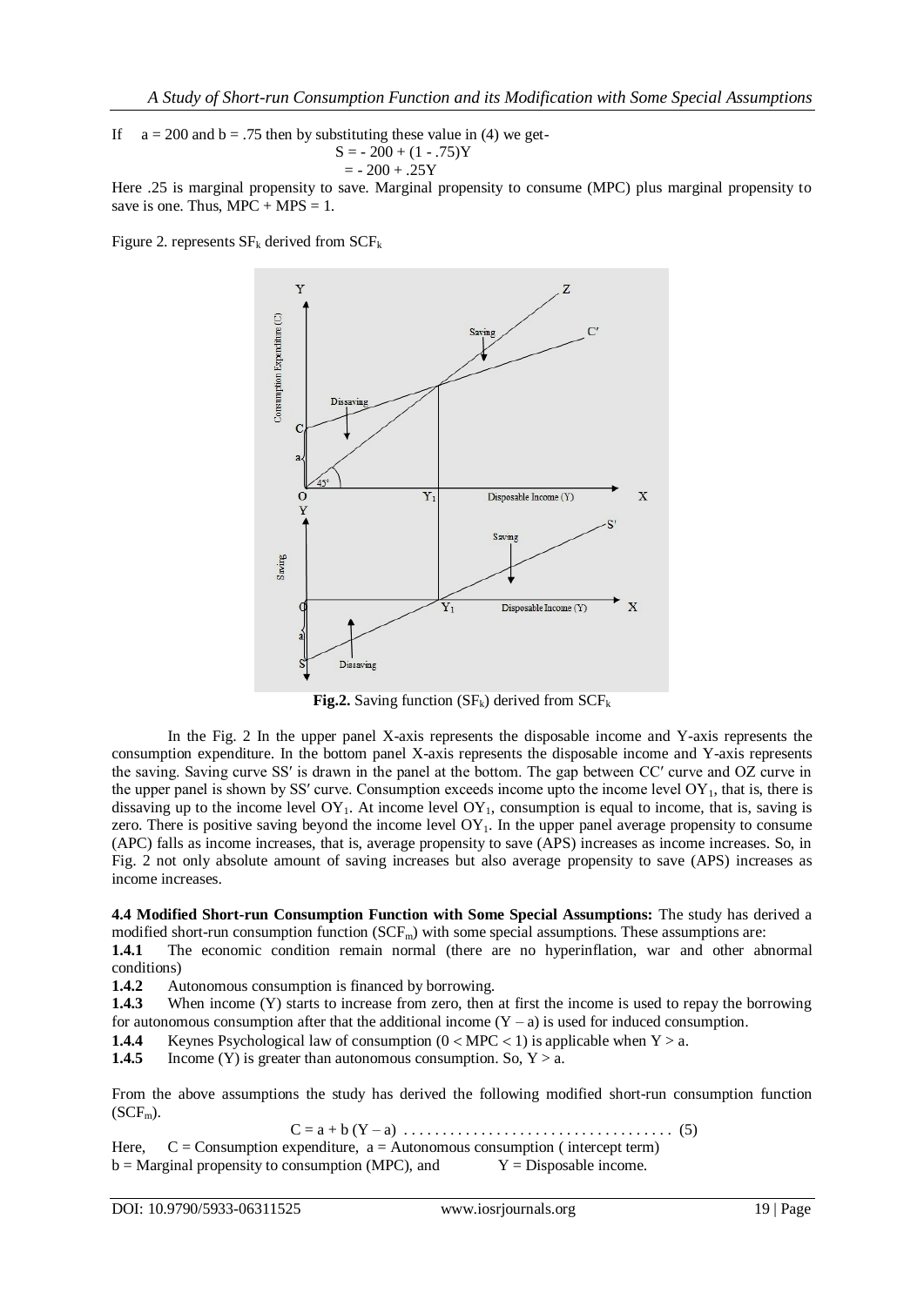If $a = 200$ and $b = .75$ then by substituting these value in (4) we get-

$$S = -200 + (1 - .75)Y$$
$$= -200 + .25Y$$

Here .25 is marginal propensity to save. Marginal propensity to consume (MPC) plus marginal propensity to save is one. Thus, MPC + MPS = 1.

Figure 2. represents $SF_k$ derived from $SCF_k$

**Fig.2.** Saving function ($SF_k$) derived from $SCF_k$

In the Fig. 2 In the upper panel X-axis represents the disposable income and Y-axis represents the consumption expenditure. In the bottom panel X-axis represents the disposable income and Y-axis represents the saving. Saving curve SS′ is drawn in the panel at the bottom. The gap between CC′ curve and OZ curve in the upper panel is shown by SS′ curve. Consumption exceeds income upto the income level $OY_1$, that is, there is dissaving up to the income level $OY_1$. At income level $OY_1$, consumption is equal to income, that is, saving is zero. There is positive saving beyond the income level $OY_1$. In the upper panel average propensity to consume (APC) falls as income increases, that is, average propensity to save (APS) increases as income increases. So, in Fig. 2 not only absolute amount of saving increases but also average propensity to save (APS) increases as income increases.

**4.4 Modified Short-run Consumption Function with Some Special Assumptions:** The study has derived a modified short-run consumption function ($SCF_m$) with some special assumptions. These assumptions are:

**1.4.1** The economic condition remain normal (there are no hyperinflation, war and other abnormal conditions)

**1.4.2** Autonomous consumption is financed by borrowing.

**1.4.3** When income (Y) starts to increase from zero, then at first the income is used to repay the borrowing for autonomous consumption after that the additional income $(Y - a)$ is used for induced consumption.

**1.4.4** Keynes Psychological law of consumption $(0 < MPC < 1)$ is applicable when $Y > a$.

**1.4.5** Income (Y) is greater than autonomous consumption. So, $Y > a$.

From the above assumptions the study has derived the following modified short-run consumption function ($SCF_m$).

$$C = a + b\,(Y - a) \quad \ldots\ldots\ldots\ldots\ldots\ldots\ldots\ldots\ldots\ldots\ldots\ldots \quad (5)$$

Here, C = Consumption expenditure, a = Autonomous consumption ( intercept term)
b = Marginal propensity to consumption (MPC), and Y = Disposable income.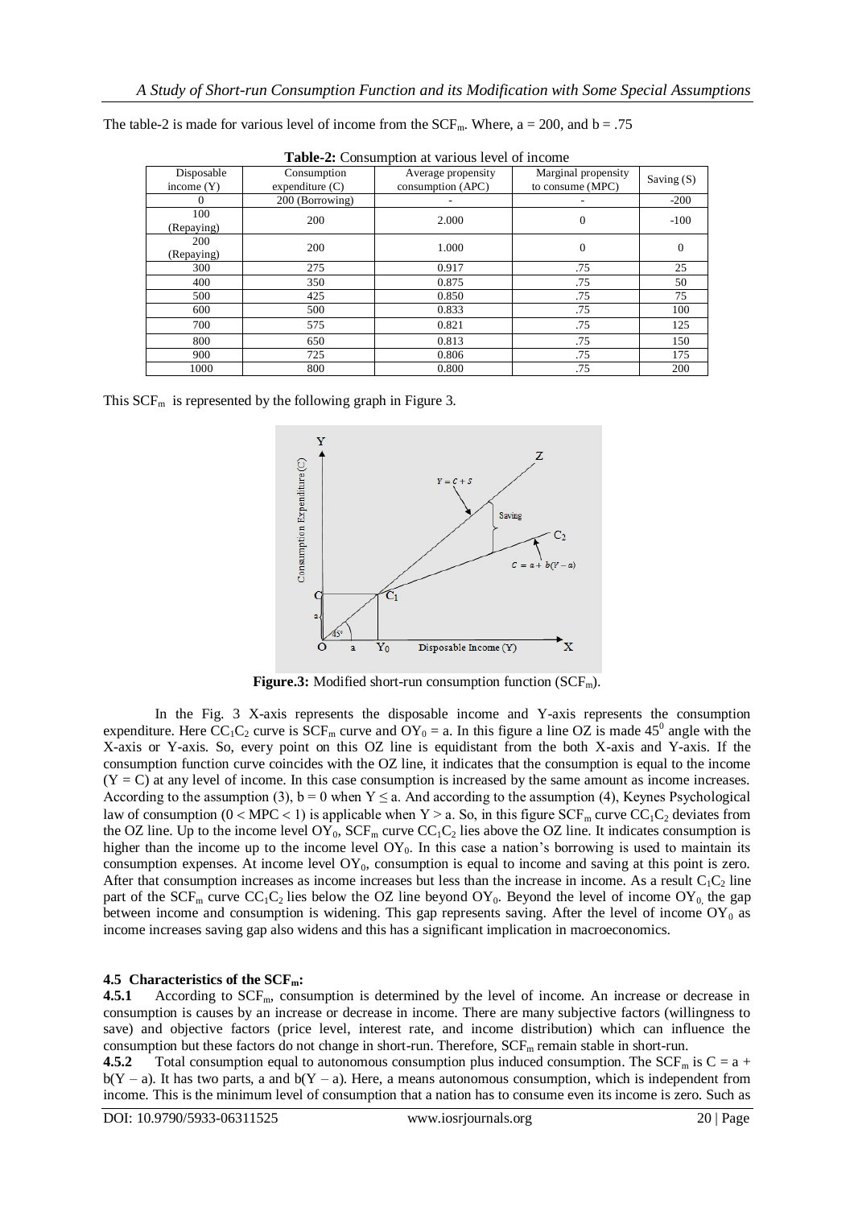The table-2 is made for various level of income from the $SCF_m$. Where, a = 200, and b = .75

**Table-2:** Consumption at various level of income

| Disposable income (Y) | Consumption expenditure (C) | Average propensity consumption (APC) | Marginal propensity to consume (MPC) | Saving (S) |
|---|---|---|---|---|
| 0 | 200 (Borrowing) | - | - | -200 |
| 100 (Repaying) | 200 | 2.000 | 0 | -100 |
| 200 (Repaying) | 200 | 1.000 | 0 | 0 |
| 300 | 275 | 0.917 | .75 | 25 |
| 400 | 350 | 0.875 | .75 | 50 |
| 500 | 425 | 0.850 | .75 | 75 |
| 600 | 500 | 0.833 | .75 | 100 |
| 700 | 575 | 0.821 | .75 | 125 |
| 800 | 650 | 0.813 | .75 | 150 |
| 900 | 725 | 0.806 | .75 | 175 |
| 1000 | 800 | 0.800 | .75 | 200 |

This $SCF_m$ is represented by the following graph in Figure 3.

**Figure.3:** Modified short-run consumption function ($SCF_m$).

In the Fig. 3 X-axis represents the disposable income and Y-axis represents the consumption expenditure. Here $CC_1C_2$ curve is $SCF_m$ curve and $OY_0 = a$. In this figure a line OZ is made $45^0$ angle with the X-axis or Y-axis. So, every point on this OZ line is equidistant from the both X-axis and Y-axis. If the consumption function curve coincides with the OZ line, it indicates that the consumption is equal to the income ($Y = C$) at any level of income. In this case consumption is increased by the same amount as income increases. According to the assumption (3), $b = 0$ when $Y \leq a$. And according to the assumption (4), Keynes Psychological law of consumption ($0 < MPC < 1$) is applicable when $Y > a$. So, in this figure $SCF_m$ curve $CC_1C_2$ deviates from the OZ line. Up to the income level $OY_0$, $SCF_m$ curve $CC_1C_2$ lies above the OZ line. It indicates consumption is higher than the income up to the income level $OY_0$. In this case a nation's borrowing is used to maintain its consumption expenses. At income level $OY_0$, consumption is equal to income and saving at this point is zero. After that consumption increases as income increases but less than the increase in income. As a result $C_1C_2$ line part of the $SCF_m$ curve $CC_1C_2$ lies below the OZ line beyond $OY_0$. Beyond the level of income $OY_0$, the gap between income and consumption is widening. This gap represents saving. After the level of income $OY_0$ as income increases saving gap also widens and this has a significant implication in macroeconomics.

### 4.5 Characteristics of the $SCF_m$:

**4.5.1** According to $SCF_m$, consumption is determined by the level of income. An increase or decrease in consumption is causes by an increase or decrease in income. There are many subjective factors (willingness to save) and objective factors (price level, interest rate, and income distribution) which can influence the consumption but these factors do not change in short-run. Therefore, $SCF_m$ remain stable in short-run.

**4.5.2** Total consumption equal to autonomous consumption plus induced consumption. The $SCF_m$ is $C = a + b(Y - a)$. It has two parts, a and $b(Y - a)$. Here, a means autonomous consumption, which is independent from income. This is the minimum level of consumption that a nation has to consume even its income is zero. Such as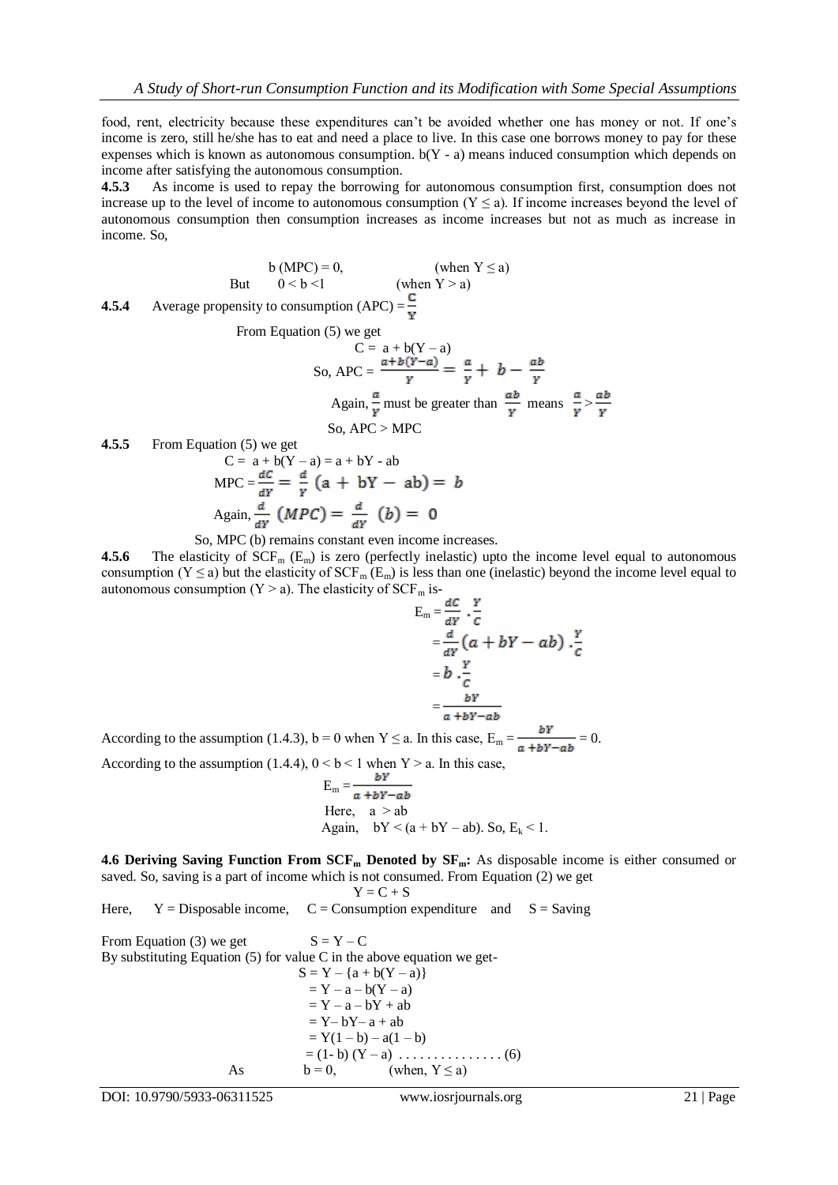food, rent, electricity because these expenditures can't be avoided whether one has money or not. If one's income is zero, still he/she has to eat and need a place to live. In this case one borrows money to pay for these expenses which is known as autonomous consumption. b(Y - a) means induced consumption which depends on income after satisfying the autonomous consumption.

**4.5.3** As income is used to repay the borrowing for autonomous consumption first, consumption does not increase up to the level of income to autonomous consumption ($Y \leq a$). If income increases beyond the level of autonomous consumption then consumption increases as income increases but not as much as increase in income. So,

$$b \text{ (MPC)} = 0, \qquad \text{(when } Y \leq a\text{)}$$

$$\text{But} \quad 0 < b < 1 \qquad \text{(when } Y > a\text{)}$$

**4.5.4** Average propensity to consumption (APC) = $\frac{C}{Y}$

From Equation (5) we get

$$C = a + b(Y - a)$$

$$\text{So, APC} = \frac{a + b(Y-a)}{Y} = \frac{a}{Y} + b - \frac{ab}{Y}$$

Again, $\frac{a}{Y}$ must be greater than $\frac{ab}{Y}$ means $\frac{a}{Y} > \frac{ab}{Y}$

So, APC > MPC

**4.5.5** From Equation (5) we get

$$C = a + b(Y - a) = a + bY - ab$$

$$\text{MPC} = \frac{dC}{dY} = \frac{d}{Y}(a + bY - ab) = b$$

$$\text{Again, } \frac{d}{dY}(MPC) = \frac{d}{dY}(b) = 0$$

So, MPC (b) remains constant even income increases.

**4.5.6** The elasticity of $SCF_m$ ($E_m$) is zero (perfectly inelastic) upto the income level equal to autonomous consumption ($Y \leq a$) but the elasticity of $SCF_m$ ($E_m$) is less than one (inelastic) beyond the income level equal to autonomous consumption ($Y > a$). The elasticity of $SCF_m$ is-

$$E_m = \frac{dC}{dY} \cdot \frac{Y}{C}$$

$$= \frac{d}{dY}(a + bY - ab) \cdot \frac{Y}{C}$$

$$= b \cdot \frac{Y}{C}$$

$$= \frac{bY}{a + bY - ab}$$

According to the assumption (1.4.3), $b = 0$ when $Y \leq a$. In this case, $E_m = \frac{bY}{a + bY - ab} = 0$.

According to the assumption (1.4.4), $0 < b < 1$ when $Y > a$. In this case,

$$E_m = \frac{bY}{a + bY - ab}$$

Here, $a > ab$

Again, $bY < (a + bY - ab)$. So, $E_k < 1$.

**4.6 Deriving Saving Function From $SCF_m$ Denoted by $SF_m$:** As disposable income is either consumed or saved. So, saving is a part of income which is not consumed. From Equation (2) we get

$$Y = C + S$$

Here, $Y$ = Disposable income, $C$ = Consumption expenditure and $S$ = Saving

From Equation (3) we get $\quad S = Y - C$

By substituting Equation (5) for value C in the above equation we get-

$$S = Y - \{a + b(Y - a)\}$$

$$= Y - a - b(Y - a)$$

$$= Y - a - bY + ab$$

$$= Y - bY - a + ab$$

$$= Y(1 - b) - a(1 - b)$$

$$= (1 - b)(Y - a) \quad \ldots\ldots\ldots\ldots\ldots (6)$$

As $\quad b = 0, \qquad$ (when, $Y \leq a$)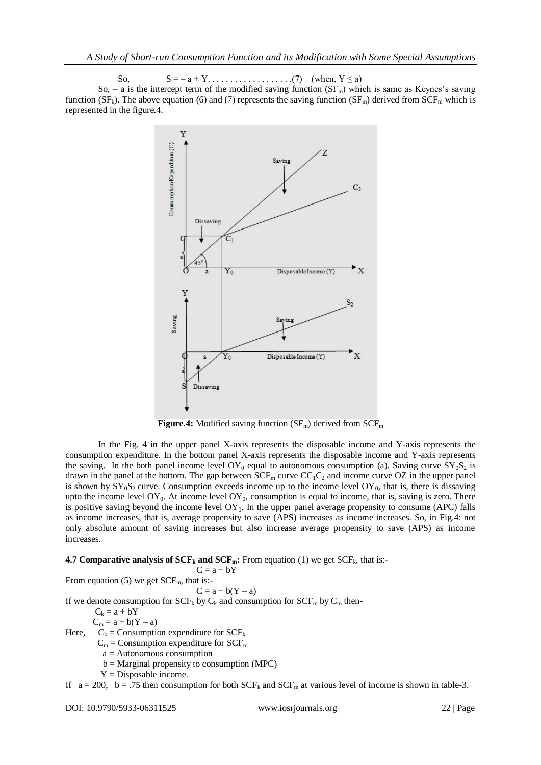So, $S = -a + Y \ldots\ldots\ldots\ldots\ldots\ldots(7)$ (when, $Y \leq a$)

So, $-a$ is the intercept term of the modified saving function ($SF_m$) which is same as Keynes's saving function ($SF_k$). The above equation (6) and (7) represents the saving function ($SF_m$) derived from $SCF_m$ which is represented in the figure.4.

**Figure.4:** Modified saving function ($SF_m$) derived from $SCF_m$

In the Fig. 4 in the upper panel X-axis represents the disposable income and Y-axis represents the consumption expenditure. In the bottom panel X-axis represents the disposable income and Y-axis represents the saving. In the both panel income level $OY_0$ equal to autonomous consumption (a). Saving curve $SY_0S_2$ is drawn in the panel at the bottom. The gap between $SCF_m$ curve $CC_1C_2$ and income curve OZ in the upper panel is shown by $SY_0S_2$ curve. Consumption exceeds income up to the income level $OY_0$, that is, there is dissaving upto the income level $OY_0$. At income level $OY_0$, consumption is equal to income, that is, saving is zero. There is positive saving beyond the income level $OY_0$. In the upper panel average propensity to consume (APC) falls as income increases, that is, average propensity to save (APS) increases as income increases. So, in Fig.4: not only absolute amount of saving increases but also increase average propensity to save (APS) as income increases.

**4.7 Comparative analysis of $SCF_k$ and $SCF_m$:** From equation (1) we get $SCF_k$, that is:-

$$C = a + bY$$

From equation (5) we get $SCF_m$, that is:-

$$C = a + b(Y - a)$$

If we denote consumption for $SCF_k$ by $C_k$ and consumption for $SCF_m$ by $C_m$ then-

$C_k = a + bY$

$C_m = a + b(Y - a)$

Here, $C_k$ = Consumption expenditure for $SCF_k$

$C_m$ = Consumption expenditure for $SCF_m$

a = Autonomous consumption

b = Marginal propensity to consumption (MPC)

Y = Disposable income.

If $a = 200$, $b = .75$ then consumption for both $SCF_k$ and $SCF_m$ at various level of income is shown in table-3.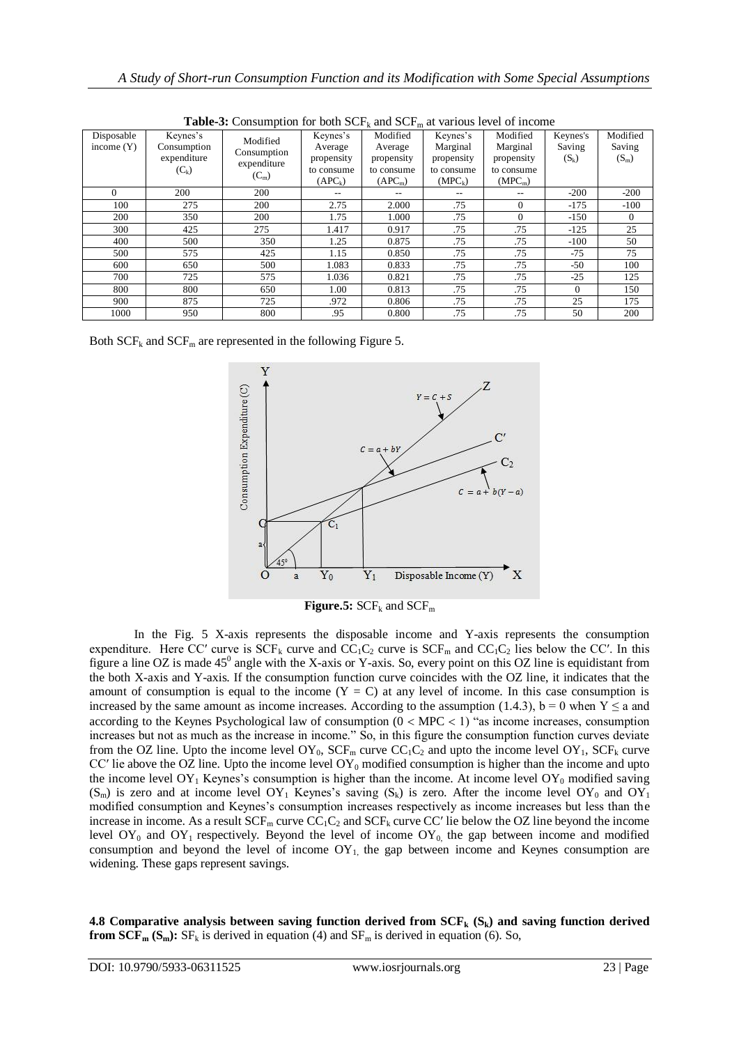**Table-3:** Consumption for both $SCF_k$ and $SCF_m$ at various level of income

| Disposable income (Y) | Keynes's Consumption expenditure ($C_k$) | Modified Consumption expenditure ($C_m$) | Keynes's Average propensity to consume ($APC_k$) | Modified Average propensity to consume ($APC_m$) | Keynes's Marginal propensity to consume ($MPC_k$) | Modified Marginal propensity to consume ($MPC_m$) | Keynes's Saving ($S_k$) | Modified Saving ($S_m$) |
|---|---|---|---|---|---|---|---|---|
| 0 | 200 | 200 | -- | -- | -- | -- | -200 | -200 |
| 100 | 275 | 200 | 2.75 | 2.000 | .75 | 0 | -175 | -100 |
| 200 | 350 | 200 | 1.75 | 1.000 | .75 | 0 | -150 | 0 |
| 300 | 425 | 275 | 1.417 | 0.917 | .75 | .75 | -125 | 25 |
| 400 | 500 | 350 | 1.25 | 0.875 | .75 | .75 | -100 | 50 |
| 500 | 575 | 425 | 1.15 | 0.850 | .75 | .75 | -75 | 75 |
| 600 | 650 | 500 | 1.083 | 0.833 | .75 | .75 | -50 | 100 |
| 700 | 725 | 575 | 1.036 | 0.821 | .75 | .75 | -25 | 125 |
| 800 | 800 | 650 | 1.00 | 0.813 | .75 | .75 | 0 | 150 |
| 900 | 875 | 725 | .972 | 0.806 | .75 | .75 | 25 | 175 |
| 1000 | 950 | 800 | .95 | 0.800 | .75 | .75 | 50 | 200 |

Both $SCF_k$ and $SCF_m$ are represented in the following Figure 5.

**Figure.5:** $SCF_k$ and $SCF_m$

In the Fig. 5 X-axis represents the disposable income and Y-axis represents the consumption expenditure. Here CC′ curve is $SCF_k$ curve and $CC_1C_2$ curve is $SCF_m$ and $CC_1C_2$ lies below the CC′. In this figure a line OZ is made $45^0$ angle with the X-axis or Y-axis. So, every point on this OZ line is equidistant from the both X-axis and Y-axis. If the consumption function curve coincides with the OZ line, it indicates that the amount of consumption is equal to the income ($Y = C$) at any level of income. In this case consumption is increased by the same amount as income increases. According to the assumption (1.4.3), $b = 0$ when $Y \leq a$ and according to the Keynes Psychological law of consumption ($0 < MPC < 1$) "as income increases, consumption increases but not as much as the increase in income." So, in this figure the consumption function curves deviate from the OZ line. Upto the income level $OY_0$, $SCF_m$ curve $CC_1C_2$ and upto the income level $OY_1$, $SCF_k$ curve CC′ lie above the OZ line. Upto the income level $OY_0$ modified consumption is higher than the income and upto the income level $OY_1$ Keynes's consumption is higher than the income. At income level $OY_0$ modified saving ($S_m$) is zero and at income level $OY_1$ Keynes's saving ($S_k$) is zero. After the income level $OY_0$ and $OY_1$ modified consumption and Keynes's consumption increases respectively as income increases but less than the increase in income. As a result $SCF_m$ curve $CC_1C_2$ and $SCF_k$ curve CC′ lie below the OZ line beyond the income level $OY_0$ and $OY_1$ respectively. Beyond the level of income $OY_0$, the gap between income and modified consumption and beyond the level of income $OY_1$, the gap between income and Keynes consumption are widening. These gaps represent savings.

**4.8 Comparative analysis between saving function derived from $SCF_k$ ($S_k$) and saving function derived from $SCF_m$ ($S_m$):** $SF_k$ is derived in equation (4) and $SF_m$ is derived in equation (6). So,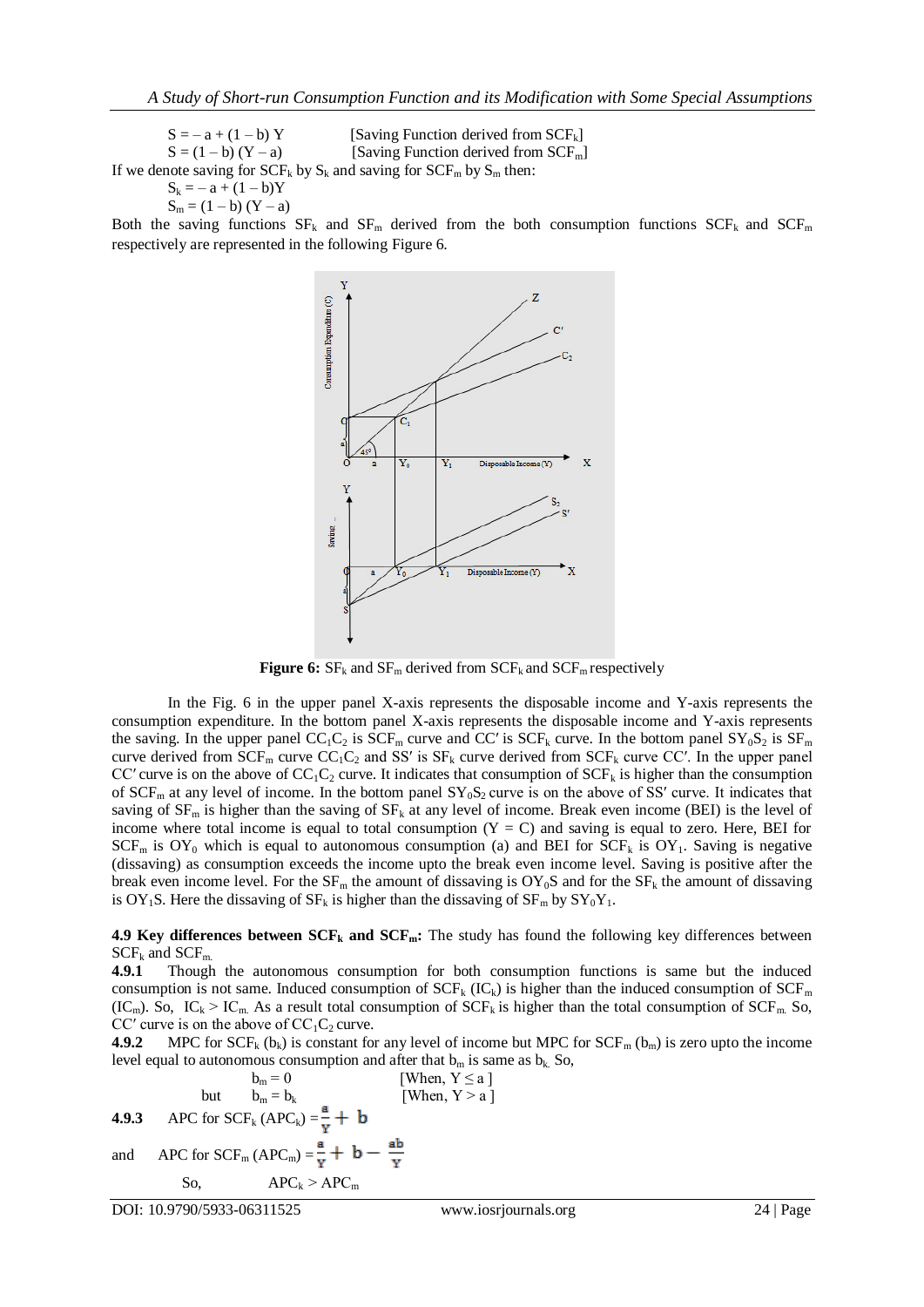$S = -a + (1 - b) Y$ [Saving Function derived from $SCF_k$]

$S = (1 - b) (Y - a)$ [Saving Function derived from $SCF_m$]

If we denote saving for $SCF_k$ by $S_k$ and saving for $SCF_m$ by $S_m$ then:

$S_k = -a + (1 - b)Y$

$S_m = (1 - b) (Y - a)$

Both the saving functions $SF_k$ and $SF_m$ derived from the both consumption functions $SCF_k$ and $SCF_m$ respectively are represented in the following Figure 6.

**Figure 6:** $SF_k$ and $SF_m$ derived from $SCF_k$ and $SCF_m$ respectively

In the Fig. 6 in the upper panel X-axis represents the disposable income and Y-axis represents the consumption expenditure. In the bottom panel X-axis represents the disposable income and Y-axis represents the saving. In the upper panel $CC_1C_2$ is $SCF_m$ curve and CC′ is $SCF_k$ curve. In the bottom panel $SY_0S_2$ is $SF_m$ curve derived from $SCF_m$ curve $CC_1C_2$ and SS′ is $SF_k$ curve derived from $SCF_k$ curve CC′. In the upper panel CC′ curve is on the above of $CC_1C_2$ curve. It indicates that consumption of $SCF_k$ is higher than the consumption of $SCF_m$ at any level of income. In the bottom panel $SY_0S_2$ curve is on the above of SS′ curve. It indicates that saving of $SF_m$ is higher than the saving of $SF_k$ at any level of income. Break even income (BEI) is the level of income where total income is equal to total consumption ($Y = C$) and saving is equal to zero. Here, BEI for $SCF_m$ is $OY_0$ which is equal to autonomous consumption (a) and BEI for $SCF_k$ is $OY_1$. Saving is negative (dissaving) as consumption exceeds the income upto the break even income level. Saving is positive after the break even income level. For the $SF_m$ the amount of dissaving is $OY_0S$ and for the $SF_k$ the amount of dissaving is $OY_1S$. Here the dissaving of $SF_k$ is higher than the dissaving of $SF_m$ by $SY_0Y_1$.

**4.9 Key differences between $SCF_k$ and $SCF_m$:** The study has found the following key differences between $SCF_k$ and $SCF_m$.

**4.9.1** Though the autonomous consumption for both consumption functions is same but the induced consumption is not same. Induced consumption of $SCF_k$ ($IC_k$) is higher than the induced consumption of $SCF_m$ ($IC_m$). So, $IC_k > IC_m$. As a result total consumption of $SCF_k$ is higher than the total consumption of $SCF_m$. So, CC′ curve is on the above of $CC_1C_2$ curve.

**4.9.2** MPC for $SCF_k$ ($b_k$) is constant for any level of income but MPC for $SCF_m$ ($b_m$) is zero upto the income level equal to autonomous consumption and after that $b_m$ is same as $b_k$. So,

$b_m = 0$ [When, $Y \leq a$ ]

but $b_m = b_k$ [When, $Y > a$ ]

**4.9.3** APC for $SCF_k$ ($APC_k$) $= \frac{a}{Y} + b$

and APC for $SCF_m$ ($APC_m$) $= \frac{a}{Y} + b - \frac{ab}{Y}$

So, $APC_k > APC_m$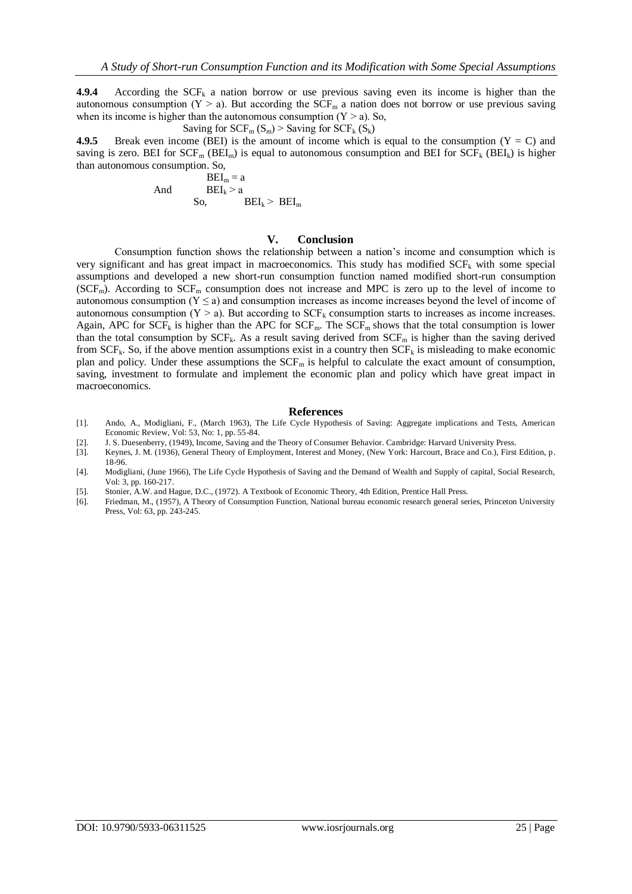**4.9.4** According the $SCF_k$ a nation borrow or use previous saving even its income is higher than the autonomous consumption ($Y > a$). But according the $SCF_m$ a nation does not borrow or use previous saving when its income is higher than the autonomous consumption ($Y > a$). So,

$$\text{Saving for } SCF_m\ (S_m) > \text{Saving for } SCF_k\ (S_k)$$

**4.9.5** Break even income (BEI) is the amount of income which is equal to the consumption ($Y = C$) and saving is zero. BEI for $SCF_m$ ($BEI_m$) is equal to autonomous consumption and BEI for $SCF_k$ ($BEI_k$) is higher than autonomous consumption. So,

$$BEI_m = a$$

And $$BEI_k > a$$

So, $$BEI_k > BEI_m$$

## V. Conclusion

Consumption function shows the relationship between a nation's income and consumption which is very significant and has great impact in macroeconomics. This study has modified $SCF_k$ with some special assumptions and developed a new short-run consumption function named modified short-run consumption ($SCF_m$). According to $SCF_m$ consumption does not increase and MPC is zero up to the level of income to autonomous consumption ($Y \leq a$) and consumption increases as income increases beyond the level of income of autonomous consumption ($Y > a$). But according to $SCF_k$ consumption starts to increases as income increases. Again, APC for $SCF_k$ is higher than the APC for $SCF_m$. The $SCF_m$ shows that the total consumption is lower than the total consumption by $SCF_k$. As a result saving derived from $SCF_m$ is higher than the saving derived from $SCF_k$. So, if the above mention assumptions exist in a country then $SCF_k$ is misleading to make economic plan and policy. Under these assumptions the $SCF_m$ is helpful to calculate the exact amount of consumption, saving, investment to formulate and implement the economic plan and policy which have great impact in macroeconomics.

## References

[1]. Ando, A., Modigliani, F., (March 1963), The Life Cycle Hypothesis of Saving: Aggregate implications and Tests, American Economic Review, Vol: 53, No: 1, pp. 55-84.

[2]. J. S. Duesenberry, (1949), Income, Saving and the Theory of Consumer Behavior. Cambridge: Harvard University Press.

[3]. Keynes, J. M. (1936), General Theory of Employment, Interest and Money, (New York: Harcourt, Brace and Co.), First Edition, p. 18-96.

[4]. Modigliani, (June 1966), The Life Cycle Hypothesis of Saving and the Demand of Wealth and Supply of capital, Social Research, Vol: 3, pp. 160-217.

[5]. Stonier, A.W. and Hague, D.C., (1972). A Textbook of Economic Theory, 4th Edition, Prentice Hall Press.

[6]. Friedman, M., (1957), A Theory of Consumption Function, National bureau economic research general series, Princeton University Press, Vol: 63, pp. 243-245.